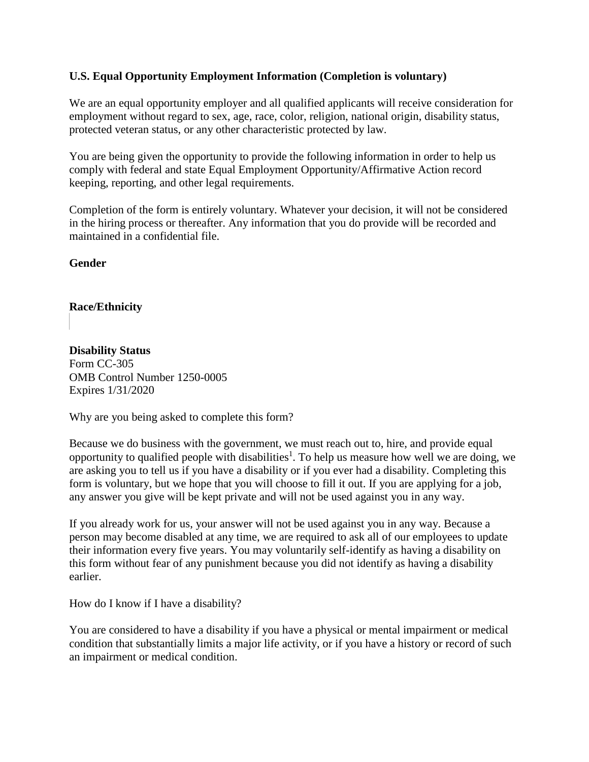**U.S. Equal Opportunity Employment Information (Completion is voluntary)**

We are an equal opportunity employer and all qualified applicants will receive consideration for employment without regard to sex, age, race, color, religion, national origin, disability status, protected veteran status, or any other characteristic protected by law.

You are being given the opportunity to provide the following information in order to help us comply with federal and state Equal Employment Opportunity/Affirmative Action record keeping, reporting, and other legal requirements.

Completion of the form is entirely voluntary. Whatever your decision, it will not be considered in the hiring process or thereafter. Any information that you do provide will be recorded and maintained in a confidential file.

**Gender**

**Race/Ethnicity**

**Disability Status**
Form CC-305
OMB Control Number 1250-0005
Expires 1/31/2020

Why are you being asked to complete this form?

Because we do business with the government, we must reach out to, hire, and provide equal opportunity to qualified people with disabilities[1]. To help us measure how well we are doing, we are asking you to tell us if you have a disability or if you ever had a disability. Completing this form is voluntary, but we hope that you will choose to fill it out. If you are applying for a job, any answer you give will be kept private and will not be used against you in any way.

If you already work for us, your answer will not be used against you in any way. Because a person may become disabled at any time, we are required to ask all of our employees to update their information every five years. You may voluntarily self-identify as having a disability on this form without fear of any punishment because you did not identify as having a disability earlier.

How do I know if I have a disability?

You are considered to have a disability if you have a physical or mental impairment or medical condition that substantially limits a major life activity, or if you have a history or record of such an impairment or medical condition.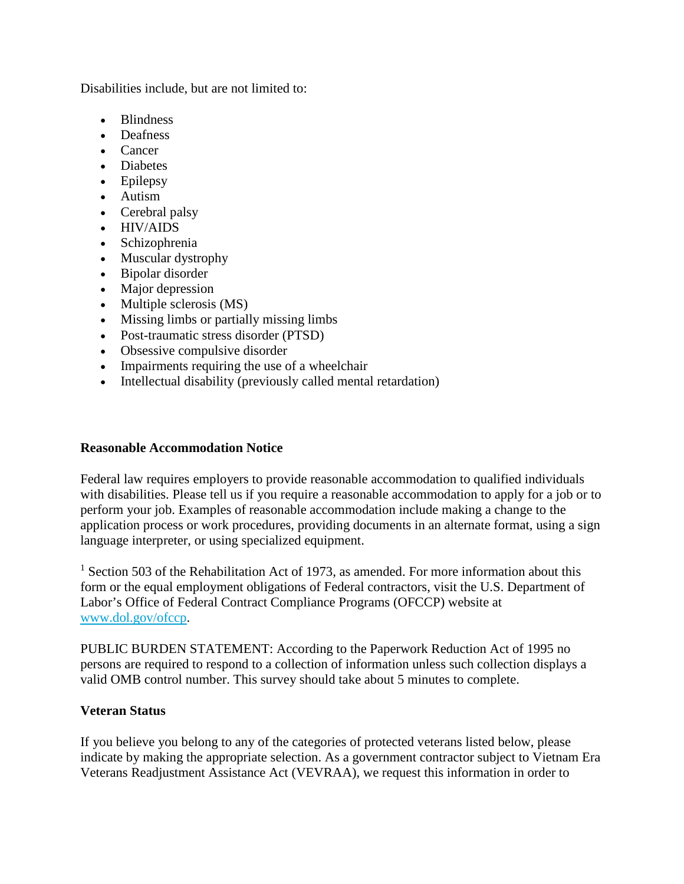Disabilities include, but are not limited to:

- Blindness
- Deafness
- Cancer
- Diabetes
- Epilepsy
- Autism
- Cerebral palsy
- HIV/AIDS
- Schizophrenia
- Muscular dystrophy
- Bipolar disorder
- Major depression
- Multiple sclerosis (MS)
- Missing limbs or partially missing limbs
- Post-traumatic stress disorder (PTSD)
- Obsessive compulsive disorder
- Impairments requiring the use of a wheelchair
- Intellectual disability (previously called mental retardation)

**Reasonable Accommodation Notice**

Federal law requires employers to provide reasonable accommodation to qualified individuals with disabilities. Please tell us if you require a reasonable accommodation to apply for a job or to perform your job. Examples of reasonable accommodation include making a change to the application process or work procedures, providing documents in an alternate format, using a sign language interpreter, or using specialized equipment.

[1] Section 503 of the Rehabilitation Act of 1973, as amended. For more information about this form or the equal employment obligations of Federal contractors, visit the U.S. Department of Labor's Office of Federal Contract Compliance Programs (OFCCP) website at www.dol.gov/ofccp.

PUBLIC BURDEN STATEMENT: According to the Paperwork Reduction Act of 1995 no persons are required to respond to a collection of information unless such collection displays a valid OMB control number. This survey should take about 5 minutes to complete.

**Veteran Status**

If you believe you belong to any of the categories of protected veterans listed below, please indicate by making the appropriate selection. As a government contractor subject to Vietnam Era Veterans Readjustment Assistance Act (VEVRAA), we request this information in order to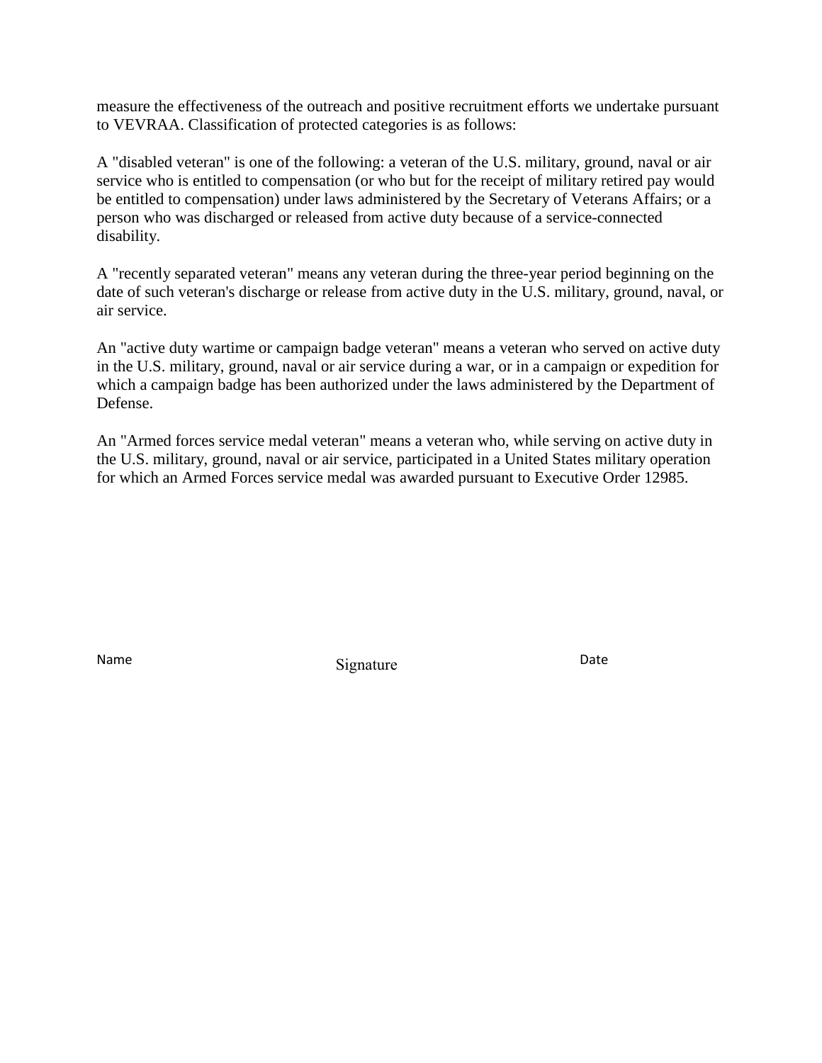measure the effectiveness of the outreach and positive recruitment efforts we undertake pursuant to VEVRAA. Classification of protected categories is as follows:

A "disabled veteran" is one of the following: a veteran of the U.S. military, ground, naval or air service who is entitled to compensation (or who but for the receipt of military retired pay would be entitled to compensation) under laws administered by the Secretary of Veterans Affairs; or a person who was discharged or released from active duty because of a service-connected disability.

A "recently separated veteran" means any veteran during the three-year period beginning on the date of such veteran's discharge or release from active duty in the U.S. military, ground, naval, or air service.

An "active duty wartime or campaign badge veteran" means a veteran who served on active duty in the U.S. military, ground, naval or air service during a war, or in a campaign or expedition for which a campaign badge has been authorized under the laws administered by the Department of Defense.

An "Armed forces service medal veteran" means a veteran who, while serving on active duty in the U.S. military, ground, naval or air service, participated in a United States military operation for which an Armed Forces service medal was awarded pursuant to Executive Order 12985.

| | | |
|---|---|---|
| Name | Signature | Date |